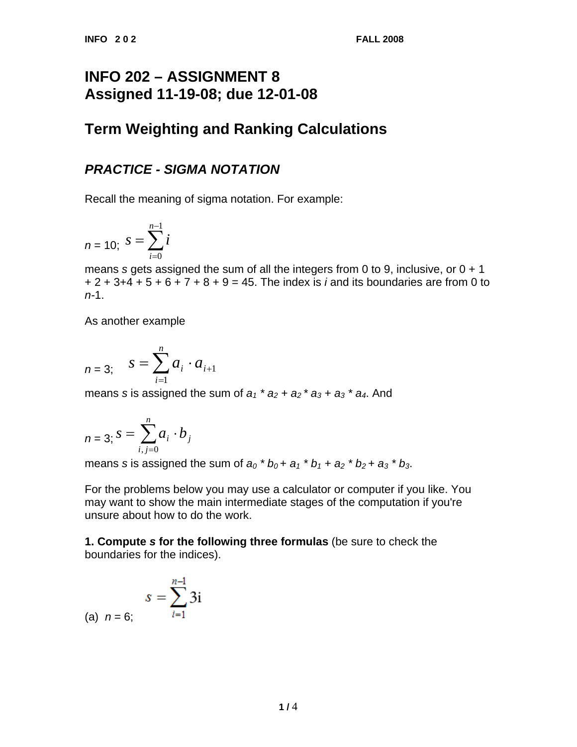# INFO 202 – ASSIGNMENT 8
# Assigned 11-19-08; due 12-01-08

## Term Weighting and Ranking Calculations

### *PRACTICE - SIGMA NOTATION*

Recall the meaning of sigma notation. For example:

$n$ = 10; $s = \sum_{i=0}^{n-1} i$

means $s$ gets assigned the sum of all the integers from 0 to 9, inclusive, or 0 + 1 + 2 + 3+4 + 5 + 6 + 7 + 8 + 9 = 45. The index is $i$ and its boundaries are from 0 to $n$-1.

As another example

$n$ = 3; $s = \sum_{i=1}^{n} a_i \cdot a_{i+1}$

means $s$ is assigned the sum of $a_1 * a_2 + a_2 * a_3 + a_3 * a_4$. And

$n$ = 3; $s = \sum_{i,j=0}^{n} a_i \cdot b_j$

means $s$ is assigned the sum of $a_0 * b_0 + a_1 * b_1 + a_2 * b_2 + a_3 * b_3$.

For the problems below you may use a calculator or computer if you like. You may want to show the main intermediate stages of the computation if you're unsure about how to do the work.

**1. Compute *s* for the following three formulas** (be sure to check the boundaries for the indices).

(a) $n$ = 6; $s = \sum_{i=1}^{n-1} 3\text{i}$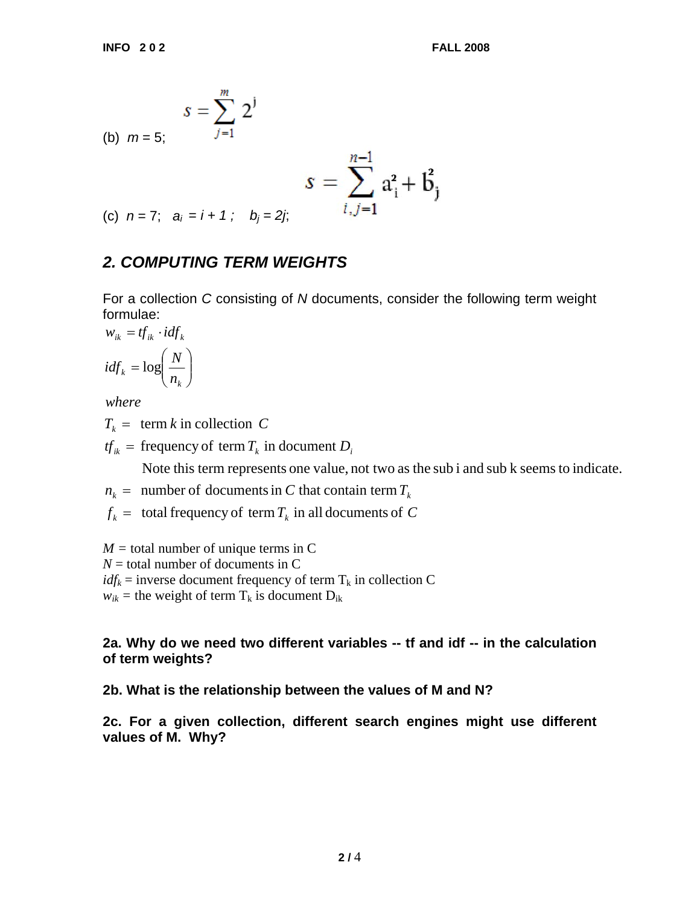(b) $m = 5$; $$s = \sum_{j=1}^{m} 2^{j}$$

(c) $n = 7$; $a_i = i + 1$ ; $b_j = 2j$; $$s = \sum_{i,j=1}^{n-1} a_i^2 + b_j^2$$

## 2. COMPUTING TERM WEIGHTS

For a collection $C$ consisting of $N$ documents, consider the following term weight formulae:

$$w_{ik} = tf_{ik} \cdot idf_k$$

$$idf_k = \log\left(\frac{N}{n_k}\right)$$

*where*

$T_k =$ term $k$ in collection $C$

$tf_{ik} =$ frequency of term $T_k$ in document $D_i$

Note this term represents one value, not two as the sub i and sub k seems to indicate.

$n_k =$ number of documents in $C$ that contain term $T_k$

$f_k =$ total frequency of term $T_k$ in all documents of $C$

$M$ = total number of unique terms in C
$N$ = total number of documents in C
$idf_k$ = inverse document frequency of term $T_k$ in collection C
$w_{ik}$ = the weight of term $T_k$ is document $D_{ik}$

**2a. Why do we need two different variables -- tf and idf -- in the calculation of term weights?**

**2b. What is the relationship between the values of M and N?**

**2c. For a given collection, different search engines might use different values of M. Why?**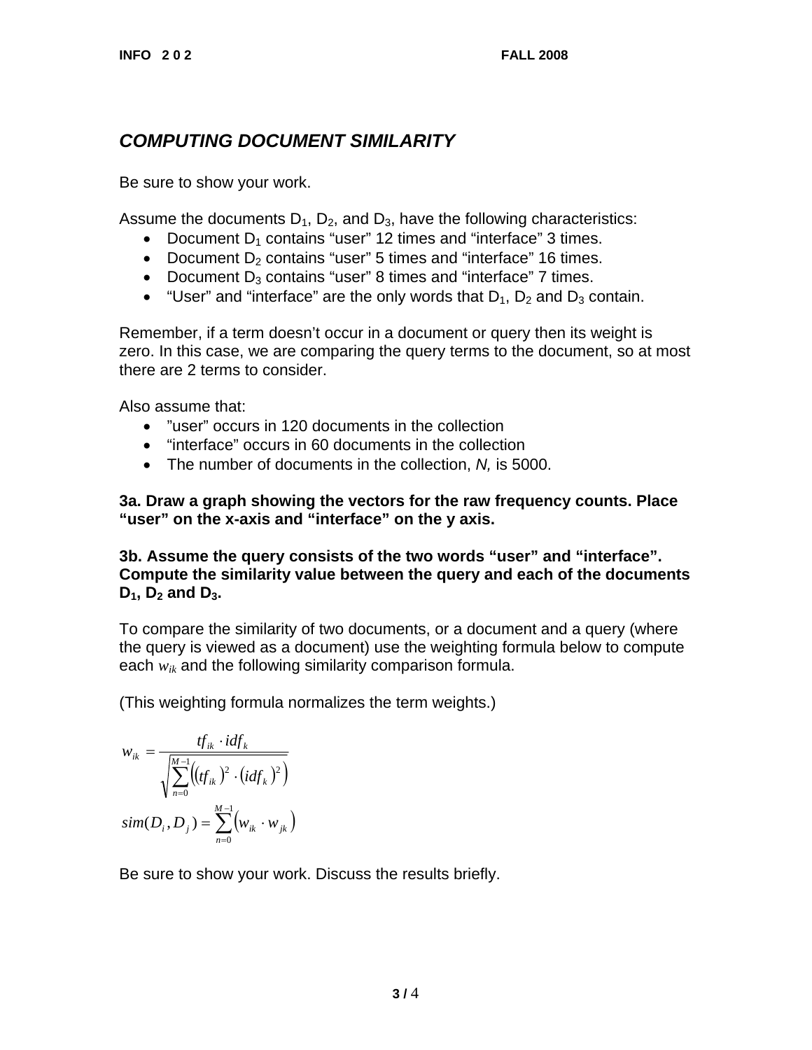## *COMPUTING DOCUMENT SIMILARITY*

Be sure to show your work.

Assume the documents $D_1$, $D_2$, and $D_3$, have the following characteristics:

- Document $D_1$ contains “user” 12 times and “interface” 3 times.
- Document $D_2$ contains “user” 5 times and “interface” 16 times.
- Document $D_3$ contains “user” 8 times and “interface” 7 times.
- “User” and “interface” are the only words that $D_1$, $D_2$ and $D_3$ contain.

Remember, if a term doesn’t occur in a document or query then its weight is zero. In this case, we are comparing the query terms to the document, so at most there are 2 terms to consider.

Also assume that:

- ”user” occurs in 120 documents in the collection
- “interface” occurs in 60 documents in the collection
- The number of documents in the collection, *N,* is 5000.

**3a. Draw a graph showing the vectors for the raw frequency counts. Place “user” on the x-axis and “interface” on the y axis.**

**3b. Assume the query consists of the two words “user” and “interface”. Compute the similarity value between the query and each of the documents $D_1$, $D_2$ and $D_3$.**

To compare the similarity of two documents, or a document and a query (where the query is viewed as a document) use the weighting formula below to compute each $w_{ik}$ and the following similarity comparison formula.

(This weighting formula normalizes the term weights.)

$$w_{ik} = \frac{tf_{ik} \cdot idf_k}{\sqrt{\sum_{n=0}^{M-1}\left((tf_{ik})^2 \cdot (idf_k)^2\right)}}$$

$$sim(D_i, D_j) = \sum_{n=0}^{M-1}\left(w_{ik} \cdot w_{jk}\right)$$

Be sure to show your work. Discuss the results briefly.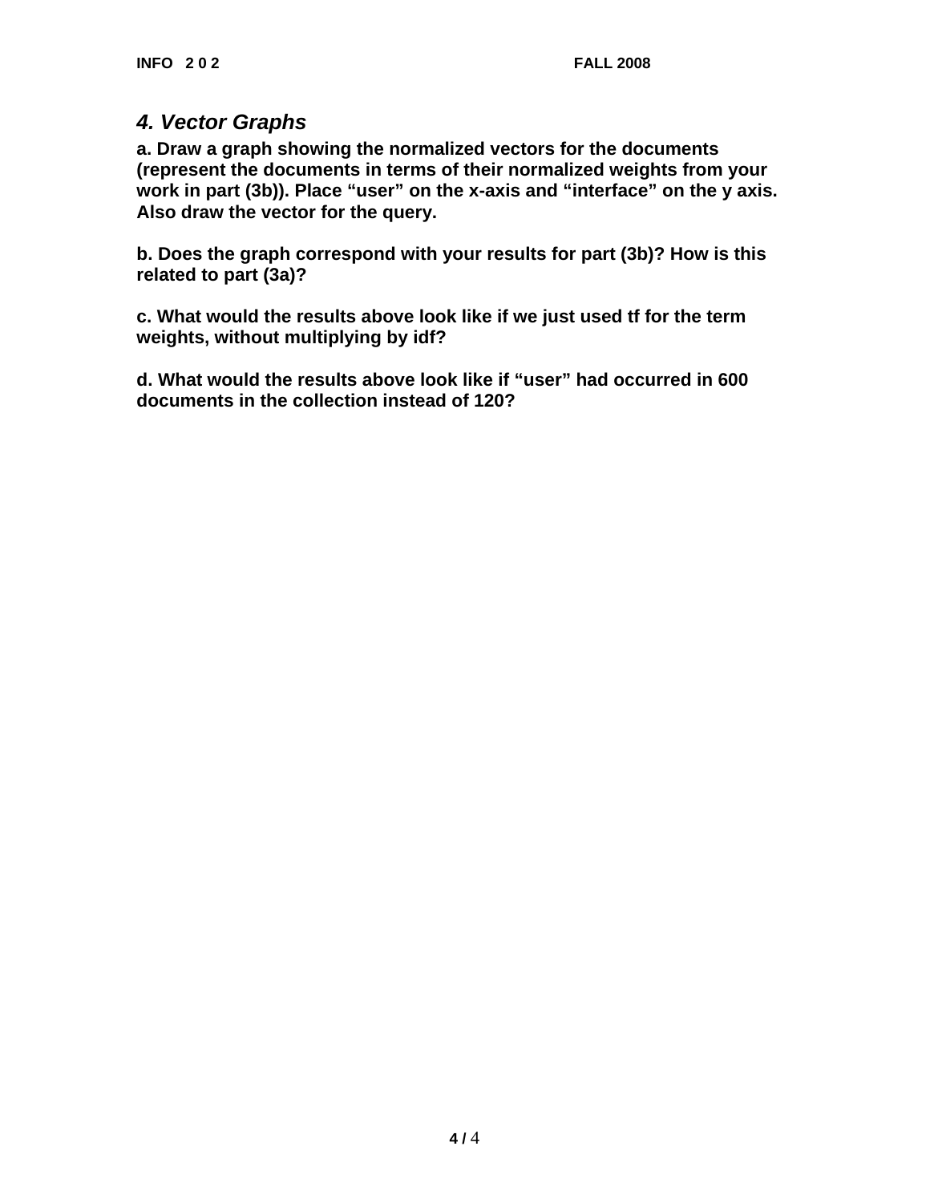## *4. Vector Graphs*

**a. Draw a graph showing the normalized vectors for the documents (represent the documents in terms of their normalized weights from your work in part (3b)). Place “user” on the x-axis and “interface” on the y axis. Also draw the vector for the query.**

**b. Does the graph correspond with your results for part (3b)? How is this related to part (3a)?**

**c. What would the results above look like if we just used tf for the term weights, without multiplying by idf?**

**d. What would the results above look like if “user” had occurred in 600 documents in the collection instead of 120?**